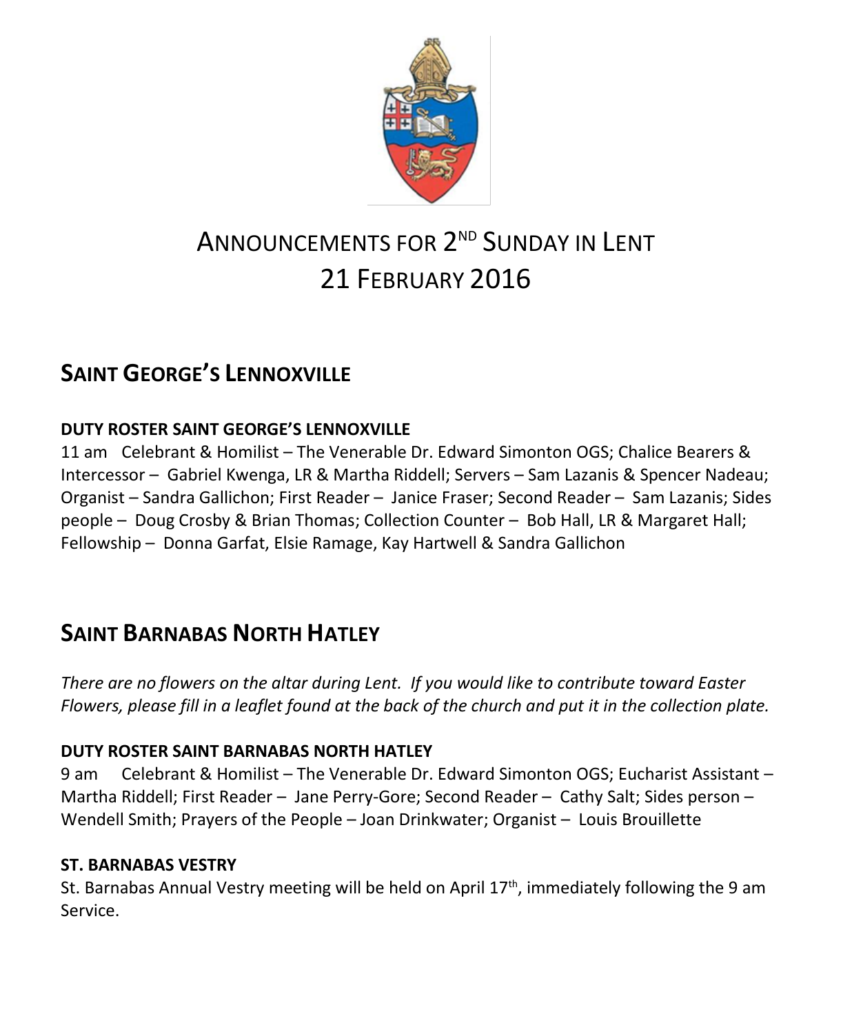# ANNOUNCEMENTS FOR 2ND SUNDAY IN LENT 21 FEBRUARY 2016

## SAINT GEORGE'S LENNOXVILLE

### DUTY ROSTER SAINT GEORGE'S LENNOXVILLE

11 am Celebrant & Homilist – The Venerable Dr. Edward Simonton OGS; Chalice Bearers & Intercessor – Gabriel Kwenga, LR & Martha Riddell; Servers – Sam Lazanis & Spencer Nadeau; Organist – Sandra Gallichon; First Reader – Janice Fraser; Second Reader – Sam Lazanis; Sides people – Doug Crosby & Brian Thomas; Collection Counter – Bob Hall, LR & Margaret Hall; Fellowship – Donna Garfat, Elsie Ramage, Kay Hartwell & Sandra Gallichon

## SAINT BARNABAS NORTH HATLEY

*There are no flowers on the altar during Lent. If you would like to contribute toward Easter Flowers, please fill in a leaflet found at the back of the church and put it in the collection plate.*

### DUTY ROSTER SAINT BARNABAS NORTH HATLEY

9 am Celebrant & Homilist – The Venerable Dr. Edward Simonton OGS; Eucharist Assistant – Martha Riddell; First Reader – Jane Perry-Gore; Second Reader – Cathy Salt; Sides person – Wendell Smith; Prayers of the People – Joan Drinkwater; Organist – Louis Brouillette

### ST. BARNABAS VESTRY

St. Barnabas Annual Vestry meeting will be held on April 17th, immediately following the 9 am Service.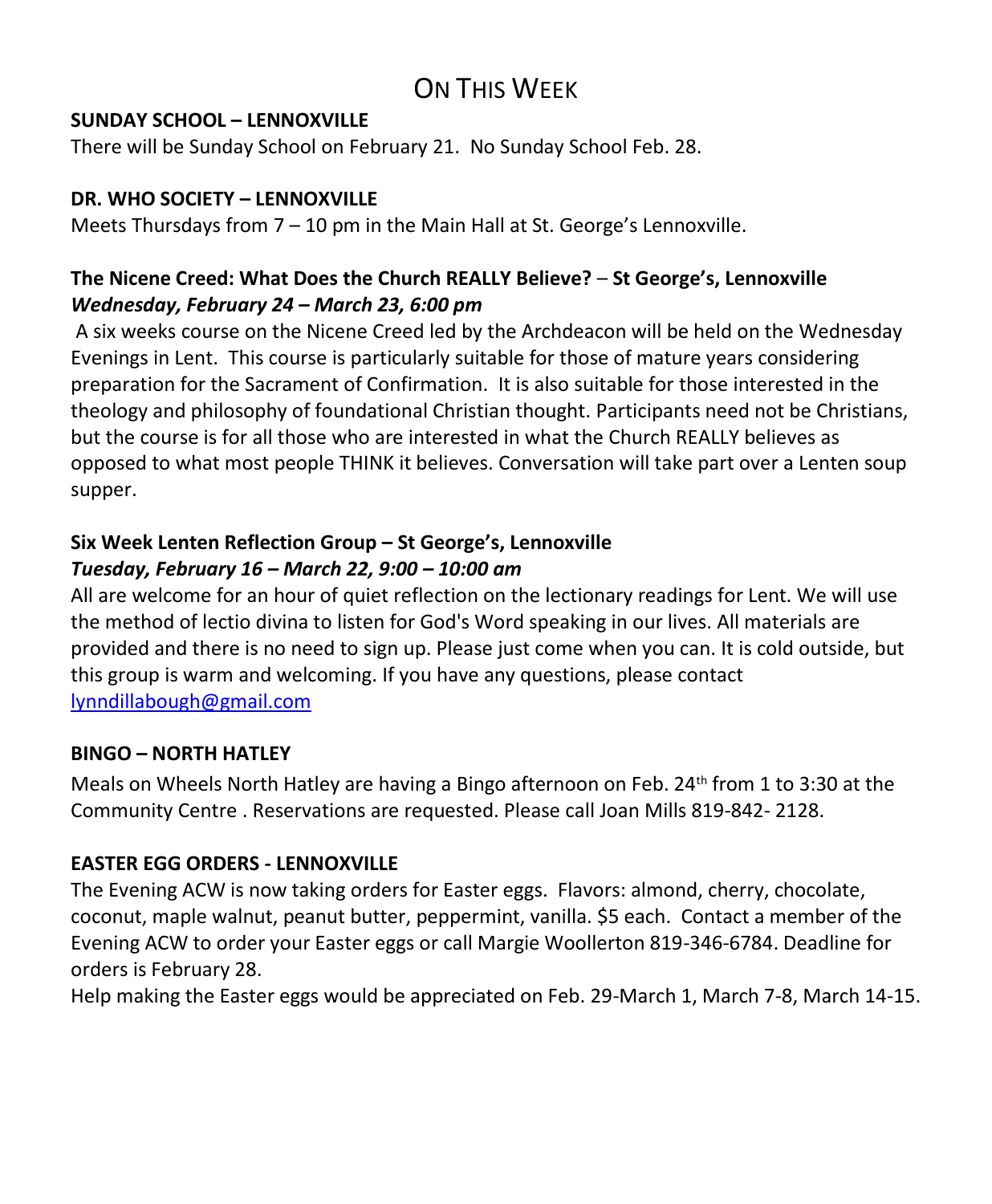# On This Week

**SUNDAY SCHOOL – LENNOXVILLE**

There will be Sunday School on February 21. No Sunday School Feb. 28.

**DR. WHO SOCIETY – LENNOXVILLE**

Meets Thursdays from 7 – 10 pm in the Main Hall at St. George's Lennoxville.

**The Nicene Creed: What Does the Church REALLY Believe? – St George's, Lennoxville**
***Wednesday, February 24 – March 23, 6:00 pm***

A six weeks course on the Nicene Creed led by the Archdeacon will be held on the Wednesday Evenings in Lent. This course is particularly suitable for those of mature years considering preparation for the Sacrament of Confirmation. It is also suitable for those interested in the theology and philosophy of foundational Christian thought. Participants need not be Christians, but the course is for all those who are interested in what the Church REALLY believes as opposed to what most people THINK it believes. Conversation will take part over a Lenten soup supper.

**Six Week Lenten Reflection Group – St George's, Lennoxville**
***Tuesday, February 16 – March 22, 9:00 – 10:00 am***

All are welcome for an hour of quiet reflection on the lectionary readings for Lent. We will use the method of lectio divina to listen for God's Word speaking in our lives. All materials are provided and there is no need to sign up. Please just come when you can. It is cold outside, but this group is warm and welcoming. If you have any questions, please contact lynndillabough@gmail.com

**BINGO – NORTH HATLEY**

Meals on Wheels North Hatley are having a Bingo afternoon on Feb. 24th from 1 to 3:30 at the Community Centre . Reservations are requested. Please call Joan Mills 819-842- 2128.

**EASTER EGG ORDERS - LENNOXVILLE**

The Evening ACW is now taking orders for Easter eggs. Flavors: almond, cherry, chocolate, coconut, maple walnut, peanut butter, peppermint, vanilla. $5 each. Contact a member of the Evening ACW to order your Easter eggs or call Margie Woollerton 819-346-6784. Deadline for orders is February 28.

Help making the Easter eggs would be appreciated on Feb. 29-March 1, March 7-8, March 14-15.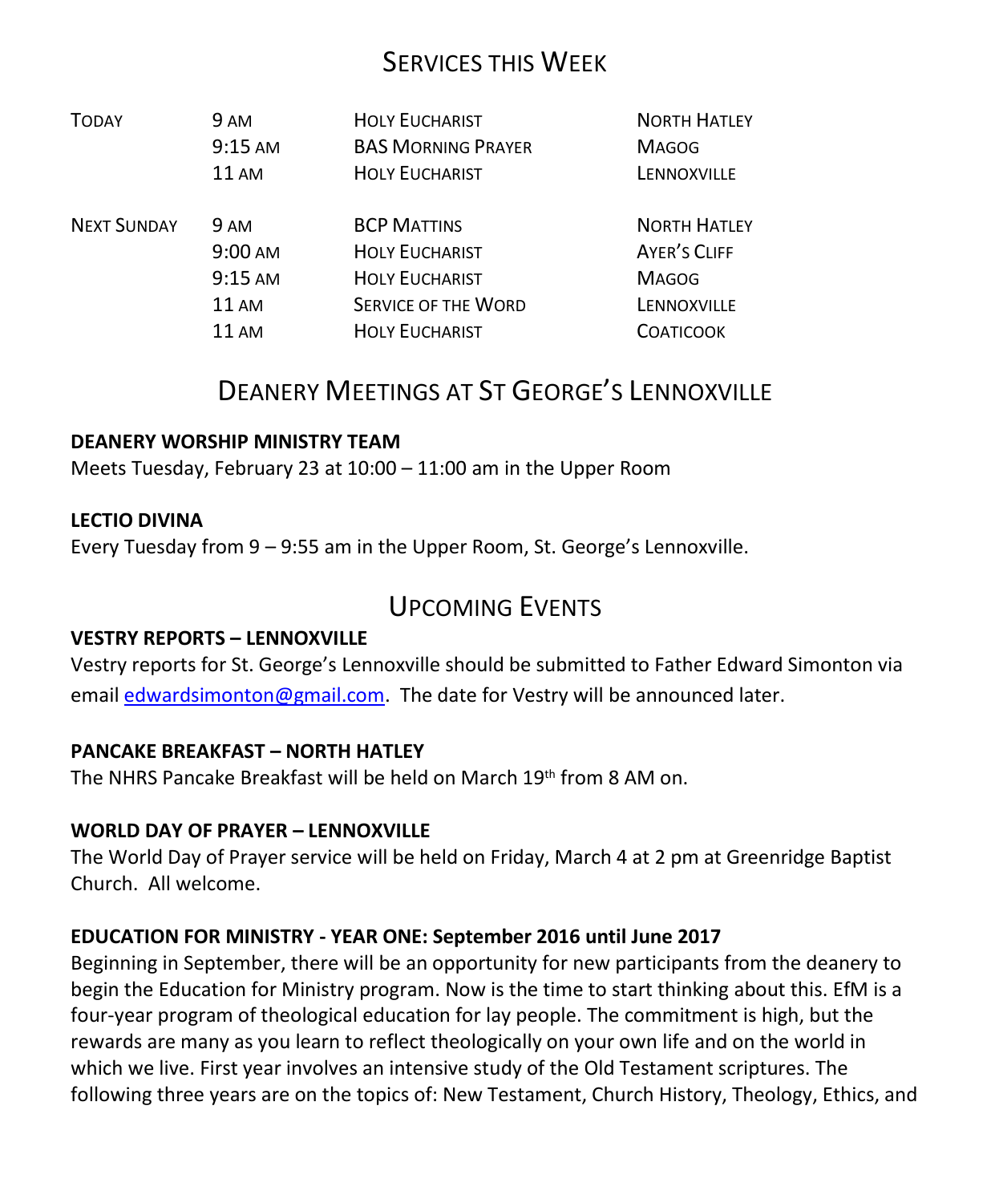# Services this Week

| | | | |
|---|---|---|---|
| Today | 9 AM | Holy Eucharist | North Hatley |
| | 9:15 AM | BAS Morning Prayer | Magog |
| | 11 AM | Holy Eucharist | Lennoxville |
| Next Sunday | 9 AM | BCP Mattins | North Hatley |
| | 9:00 AM | Holy Eucharist | Ayer's Cliff |
| | 9:15 AM | Holy Eucharist | Magog |
| | 11 AM | Service of the Word | Lennoxville |
| | 11 AM | Holy Eucharist | Coaticook |

# Deanery Meetings at St George's Lennoxville

**DEANERY WORSHIP MINISTRY TEAM**

Meets Tuesday, February 23 at 10:00 – 11:00 am in the Upper Room

**LECTIO DIVINA**

Every Tuesday from 9 – 9:55 am in the Upper Room, St. George's Lennoxville.

# Upcoming Events

**VESTRY REPORTS – LENNOXVILLE**

Vestry reports for St. George's Lennoxville should be submitted to Father Edward Simonton via email edwardsimonton@gmail.com. The date for Vestry will be announced later.

**PANCAKE BREAKFAST – NORTH HATLEY**

The NHRS Pancake Breakfast will be held on March 19th from 8 AM on.

**WORLD DAY OF PRAYER – LENNOXVILLE**

The World Day of Prayer service will be held on Friday, March 4 at 2 pm at Greenridge Baptist Church. All welcome.

**EDUCATION FOR MINISTRY - YEAR ONE: September 2016 until June 2017**

Beginning in September, there will be an opportunity for new participants from the deanery to begin the Education for Ministry program. Now is the time to start thinking about this. EfM is a four-year program of theological education for lay people. The commitment is high, but the rewards are many as you learn to reflect theologically on your own life and on the world in which we live. First year involves an intensive study of the Old Testament scriptures. The following three years are on the topics of: New Testament, Church History, Theology, Ethics, and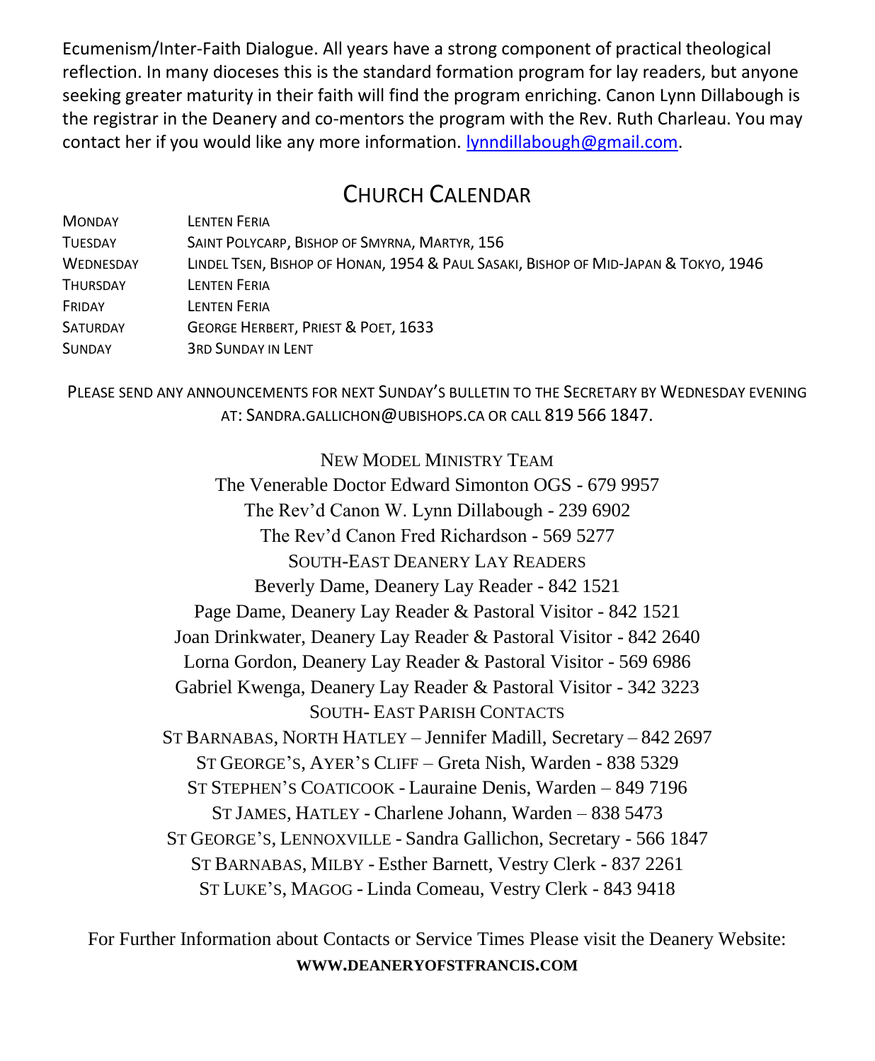Ecumenism/Inter-Faith Dialogue. All years have a strong component of practical theological reflection. In many dioceses this is the standard formation program for lay readers, but anyone seeking greater maturity in their faith will find the program enriching. Canon Lynn Dillabough is the registrar in the Deanery and co-mentors the program with the Rev. Ruth Charleau. You may contact her if you would like any more information. lynndillabough@gmail.com.

## Church Calendar

| | |
|---|---|
| Monday | Lenten Feria |
| Tuesday | Saint Polycarp, Bishop of Smyrna, Martyr, 156 |
| Wednesday | Lindel Tsen, Bishop of Honan, 1954 & Paul Sasaki, Bishop of Mid-Japan & Tokyo, 1946 |
| Thursday | Lenten Feria |
| Friday | Lenten Feria |
| Saturday | George Herbert, Priest & Poet, 1633 |
| Sunday | 3rd Sunday in Lent |

PLEASE SEND ANY ANNOUNCEMENTS FOR NEXT SUNDAY'S BULLETIN TO THE SECRETARY BY WEDNESDAY EVENING AT: SANDRA.GALLICHON@UBISHOPS.CA OR CALL 819 566 1847.

NEW MODEL MINISTRY TEAM

The Venerable Doctor Edward Simonton OGS - 679 9957

The Rev'd Canon W. Lynn Dillabough - 239 6902

The Rev'd Canon Fred Richardson - 569 5277

SOUTH-EAST DEANERY LAY READERS

Beverly Dame, Deanery Lay Reader - 842 1521

Page Dame, Deanery Lay Reader & Pastoral Visitor - 842 1521

Joan Drinkwater, Deanery Lay Reader & Pastoral Visitor - 842 2640

Lorna Gordon, Deanery Lay Reader & Pastoral Visitor - 569 6986

Gabriel Kwenga, Deanery Lay Reader & Pastoral Visitor - 342 3223

SOUTH- EAST PARISH CONTACTS

ST BARNABAS, NORTH HATLEY – Jennifer Madill, Secretary – 842 2697

ST GEORGE'S, AYER'S CLIFF – Greta Nish, Warden - 838 5329

ST STEPHEN'S COATICOOK - Lauraine Denis, Warden – 849 7196

ST JAMES, HATLEY - Charlene Johann, Warden – 838 5473

ST GEORGE'S, LENNOXVILLE - Sandra Gallichon, Secretary - 566 1847

ST BARNABAS, MILBY - Esther Barnett, Vestry Clerk - 837 2261

ST LUKE'S, MAGOG - Linda Comeau, Vestry Clerk - 843 9418

For Further Information about Contacts or Service Times Please visit the Deanery Website:
**WWW.DEANERYOFSTFRANCIS.COM**